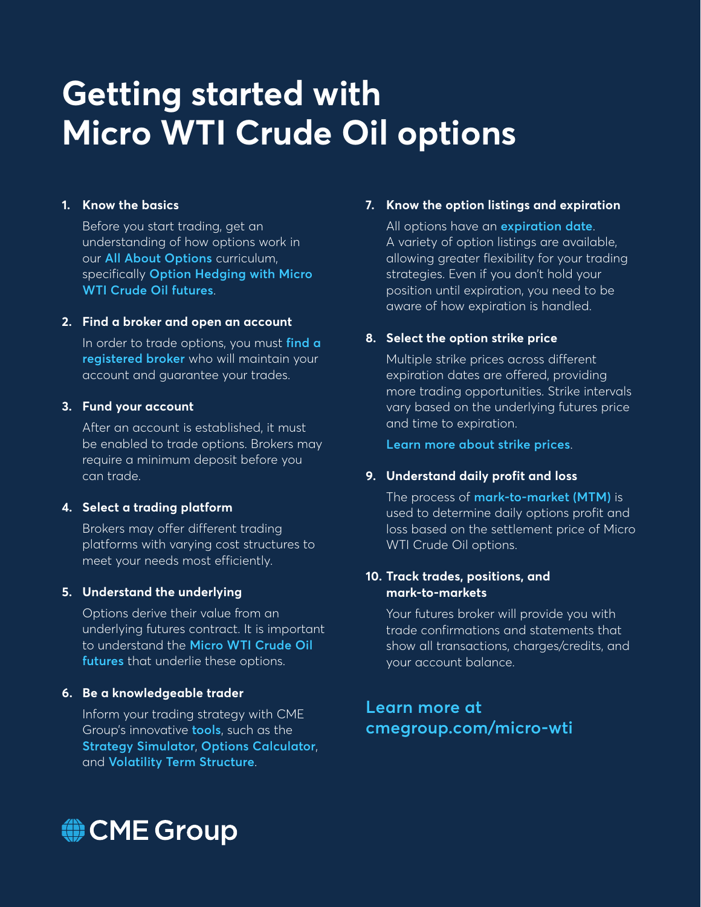# Getting started with Micro WTI Crude Oil options

1. **Know the basics**

   Before you start trading, get an understanding of how options work in our **All About Options** curriculum, specifically **Option Hedging with Micro WTI Crude Oil futures**.

2. **Find a broker and open an account**

   In order to trade options, you must **find a registered broker** who will maintain your account and guarantee your trades.

3. **Fund your account**

   After an account is established, it must be enabled to trade options. Brokers may require a minimum deposit before you can trade.

4. **Select a trading platform**

   Brokers may offer different trading platforms with varying cost structures to meet your needs most efficiently.

5. **Understand the underlying**

   Options derive their value from an underlying futures contract. It is important to understand the **Micro WTI Crude Oil futures** that underlie these options.

6. **Be a knowledgeable trader**

   Inform your trading strategy with CME Group's innovative **tools**, such as the **Strategy Simulator**, **Options Calculator**, and **Volatility Term Structure**.

7. **Know the option listings and expiration**

   All options have an **expiration date**. A variety of option listings are available, allowing greater flexibility for your trading strategies. Even if you don't hold your position until expiration, you need to be aware of how expiration is handled.

8. **Select the option strike price**

   Multiple strike prices across different expiration dates are offered, providing more trading opportunities. Strike intervals vary based on the underlying futures price and time to expiration.

   **Learn more about strike prices**.

9. **Understand daily profit and loss**

   The process of **mark-to-market (MTM)** is used to determine daily options profit and loss based on the settlement price of Micro WTI Crude Oil options.

10. **Track trades, positions, and mark-to-markets**

    Your futures broker will provide you with trade confirmations and statements that show all transactions, charges/credits, and your account balance.

## Learn more at cmegroup.com/micro-wti

CME Group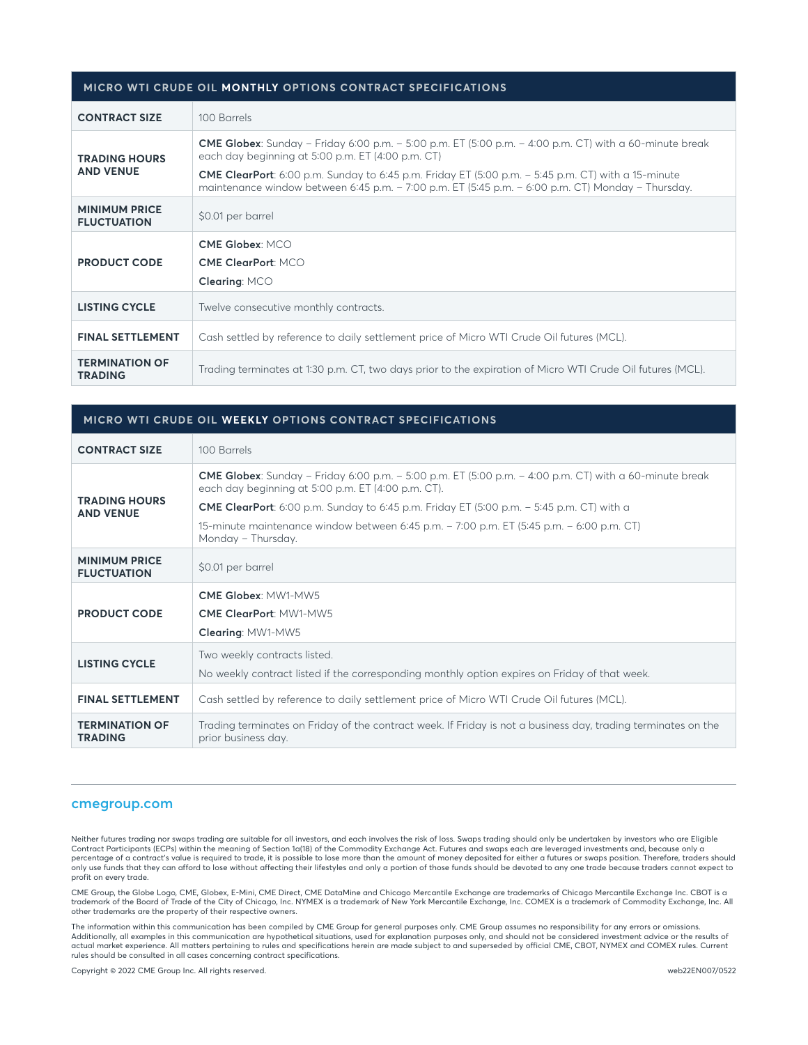| MICRO WTI CRUDE OIL **MONTHLY** OPTIONS CONTRACT SPECIFICATIONS | |
|---|---|
| **CONTRACT SIZE** | 100 Barrels |
| **TRADING HOURS AND VENUE** | **CME Globex**: Sunday – Friday 6:00 p.m. – 5:00 p.m. ET (5:00 p.m. – 4:00 p.m. CT) with a 60-minute break each day beginning at 5:00 p.m. ET (4:00 p.m. CT)<br>**CME ClearPort**: 6:00 p.m. Sunday to 6:45 p.m. Friday ET (5:00 p.m. – 5:45 p.m. CT) with a 15-minute maintenance window between 6:45 p.m. – 7:00 p.m. ET (5:45 p.m. – 6:00 p.m. CT) Monday – Thursday. |
| **MINIMUM PRICE FLUCTUATION** | $0.01 per barrel |
| **PRODUCT CODE** | **CME Globex**: MCO<br>**CME ClearPort**: MCO<br>**Clearing**: MCO |
| **LISTING CYCLE** | Twelve consecutive monthly contracts. |
| **FINAL SETTLEMENT** | Cash settled by reference to daily settlement price of Micro WTI Crude Oil futures (MCL). |
| **TERMINATION OF TRADING** | Trading terminates at 1:30 p.m. CT, two days prior to the expiration of Micro WTI Crude Oil futures (MCL). |

| MICRO WTI CRUDE OIL **WEEKLY** OPTIONS CONTRACT SPECIFICATIONS | |
|---|---|
| **CONTRACT SIZE** | 100 Barrels |
| **TRADING HOURS AND VENUE** | **CME Globex**: Sunday – Friday 6:00 p.m. – 5:00 p.m. ET (5:00 p.m. – 4:00 p.m. CT) with a 60-minute break each day beginning at 5:00 p.m. ET (4:00 p.m. CT).<br>**CME ClearPort**: 6:00 p.m. Sunday to 6:45 p.m. Friday ET (5:00 p.m. – 5:45 p.m. CT) with a<br>15-minute maintenance window between 6:45 p.m. – 7:00 p.m. ET (5:45 p.m. – 6:00 p.m. CT) Monday – Thursday. |
| **MINIMUM PRICE FLUCTUATION** | $0.01 per barrel |
| **PRODUCT CODE** | **CME Globex**: MW1-MW5<br>**CME ClearPort**: MW1-MW5<br>**Clearing**: MW1-MW5 |
| **LISTING CYCLE** | Two weekly contracts listed.<br>No weekly contract listed if the corresponding monthly option expires on Friday of that week. |
| **FINAL SETTLEMENT** | Cash settled by reference to daily settlement price of Micro WTI Crude Oil futures (MCL). |
| **TERMINATION OF TRADING** | Trading terminates on Friday of the contract week. If Friday is not a business day, trading terminates on the prior business day. |

**cmegroup.com**

Neither futures trading nor swaps trading are suitable for all investors, and each involves the risk of loss. Swaps trading should only be undertaken by investors who are Eligible Contract Participants (ECPs) within the meaning of Section 1a(18) of the Commodity Exchange Act. Futures and swaps each are leveraged investments and, because only a percentage of a contract's value is required to trade, it is possible to lose more than the amount of money deposited for either a futures or swaps position. Therefore, traders should only use funds that they can afford to lose without affecting their lifestyles and only a portion of those funds should be devoted to any one trade because traders cannot expect to profit on every trade.

CME Group, the Globe Logo, CME, Globex, E-Mini, CME Direct, CME DataMine and Chicago Mercantile Exchange are trademarks of Chicago Mercantile Exchange Inc. CBOT is a trademark of the Board of Trade of the City of Chicago, Inc. NYMEX is a trademark of New York Mercantile Exchange, Inc. COMEX is a trademark of Commodity Exchange, Inc. All other trademarks are the property of their respective owners.

The information within this communication has been compiled by CME Group for general purposes only. CME Group assumes no responsibility for any errors or omissions. Additionally, all examples in this communication are hypothetical situations, used for explanation purposes only, and should not be considered investment advice or the results of actual market experience. All matters pertaining to rules and specifications herein are made subject to and superseded by official CME, CBOT, NYMEX and COMEX rules. Current rules should be consulted in all cases concerning contract specifications.

Copyright © 2022 CME Group Inc. All rights reserved.

web22EN007/0522